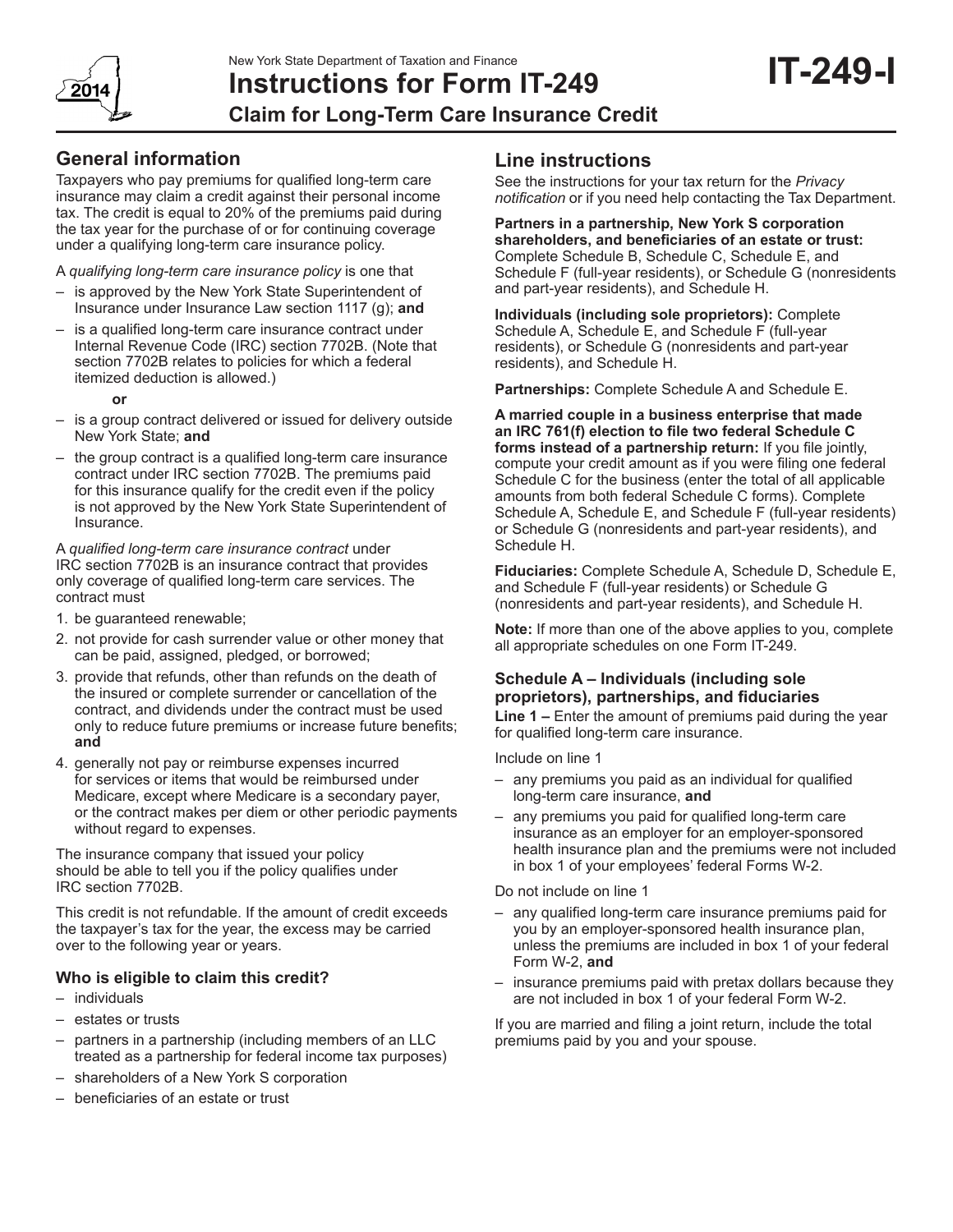New York State Department of Taxation and Finance

# Instructions for Form IT-249

## Claim for Long-Term Care Insurance Credit

**IT-249-I**

2014

## General information

Taxpayers who pay premiums for qualified long-term care insurance may claim a credit against their personal income tax. The credit is equal to 20% of the premiums paid during the tax year for the purchase of or for continuing coverage under a qualifying long-term care insurance policy.

A *qualifying long-term care insurance policy* is one that

- is approved by the New York State Superintendent of Insurance under Insurance Law section 1117 (g); **and**
- is a qualified long-term care insurance contract under Internal Revenue Code (IRC) section 7702B. (Note that section 7702B relates to policies for which a federal itemized deduction is allowed.)

**or**

- is a group contract delivered or issued for delivery outside New York State; **and**
- the group contract is a qualified long-term care insurance contract under IRC section 7702B. The premiums paid for this insurance qualify for the credit even if the policy is not approved by the New York State Superintendent of Insurance.

A *qualified long-term care insurance contract* under IRC section 7702B is an insurance contract that provides only coverage of qualified long-term care services. The contract must

1. be guaranteed renewable;
2. not provide for cash surrender value or other money that can be paid, assigned, pledged, or borrowed;
3. provide that refunds, other than refunds on the death of the insured or complete surrender or cancellation of the contract, and dividends under the contract must be used only to reduce future premiums or increase future benefits; **and**
4. generally not pay or reimburse expenses incurred for services or items that would be reimbursed under Medicare, except where Medicare is a secondary payer, or the contract makes per diem or other periodic payments without regard to expenses.

The insurance company that issued your policy should be able to tell you if the policy qualifies under IRC section 7702B.

This credit is not refundable. If the amount of credit exceeds the taxpayer's tax for the year, the excess may be carried over to the following year or years.

### Who is eligible to claim this credit?

- individuals
- estates or trusts
- partners in a partnership (including members of an LLC treated as a partnership for federal income tax purposes)
- shareholders of a New York S corporation
- beneficiaries of an estate or trust

## Line instructions

See the instructions for your tax return for the *Privacy notification* or if you need help contacting the Tax Department.

**Partners in a partnership, New York S corporation shareholders, and beneficiaries of an estate or trust:** Complete Schedule B, Schedule C, Schedule E, and Schedule F (full-year residents), or Schedule G (nonresidents and part-year residents), and Schedule H.

**Individuals (including sole proprietors):** Complete Schedule A, Schedule E, and Schedule F (full-year residents), or Schedule G (nonresidents and part-year residents), and Schedule H.

**Partnerships:** Complete Schedule A and Schedule E.

**A married couple in a business enterprise that made an IRC 761(f) election to file two federal Schedule C forms instead of a partnership return:** If you file jointly, compute your credit amount as if you were filing one federal Schedule C for the business (enter the total of all applicable amounts from both federal Schedule C forms). Complete Schedule A, Schedule E, and Schedule F (full-year residents) or Schedule G (nonresidents and part-year residents), and Schedule H.

**Fiduciaries:** Complete Schedule A, Schedule D, Schedule E, and Schedule F (full-year residents) or Schedule G (nonresidents and part-year residents), and Schedule H.

**Note:** If more than one of the above applies to you, complete all appropriate schedules on one Form IT-249.

### Schedule A – Individuals (including sole proprietors), partnerships, and fiduciaries

**Line 1 –** Enter the amount of premiums paid during the year for qualified long-term care insurance.

Include on line 1

- any premiums you paid as an individual for qualified long-term care insurance, **and**
- any premiums you paid for qualified long-term care insurance as an employer for an employer-sponsored health insurance plan and the premiums were not included in box 1 of your employees' federal Forms W-2.

Do not include on line 1

- any qualified long-term care insurance premiums paid for you by an employer-sponsored health insurance plan, unless the premiums are included in box 1 of your federal Form W-2, **and**
- insurance premiums paid with pretax dollars because they are not included in box 1 of your federal Form W-2.

If you are married and filing a joint return, include the total premiums paid by you and your spouse.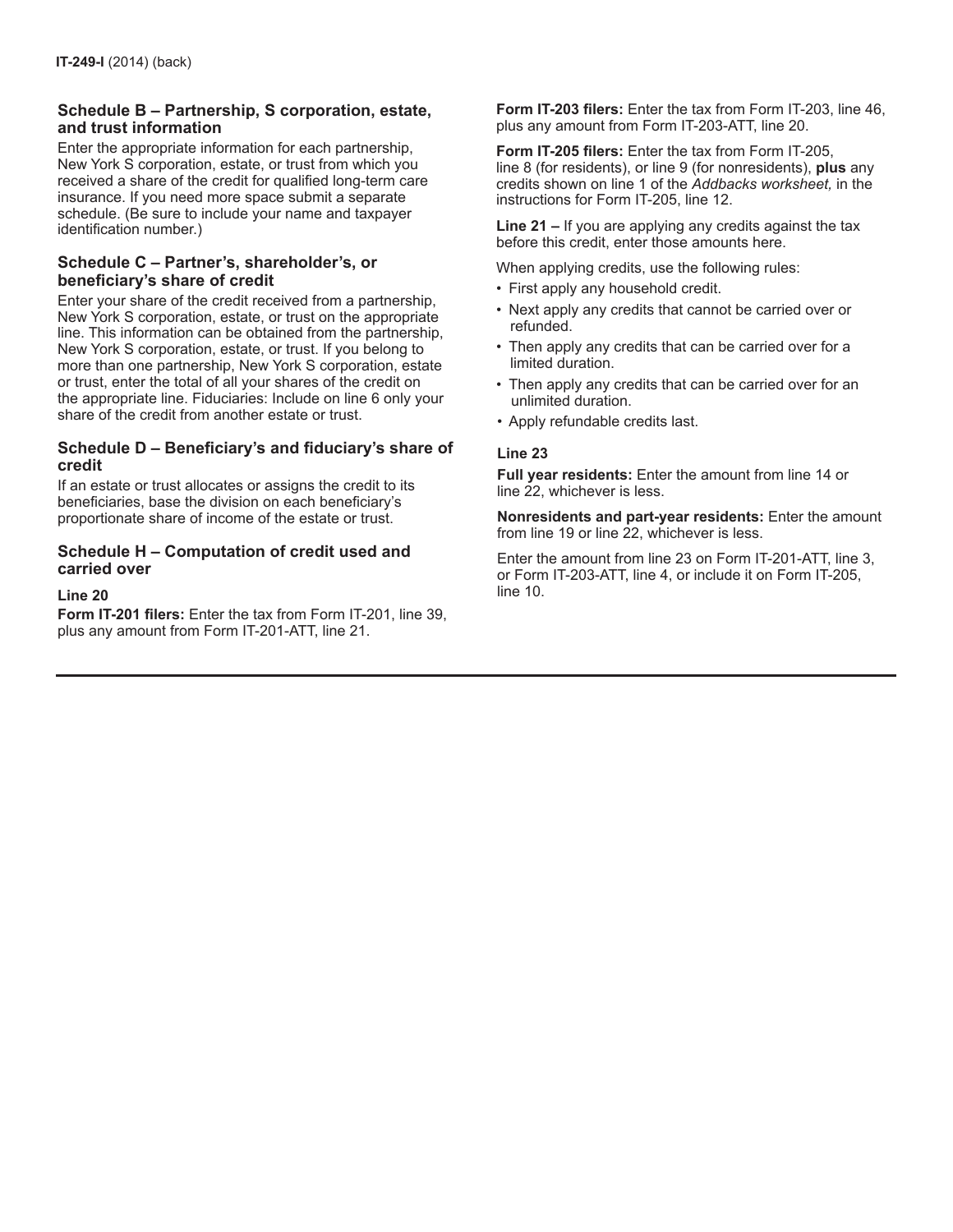## Schedule B – Partnership, S corporation, estate, and trust information

Enter the appropriate information for each partnership, New York S corporation, estate, or trust from which you received a share of the credit for qualified long-term care insurance. If you need more space submit a separate schedule. (Be sure to include your name and taxpayer identification number.)

## Schedule C – Partner's, shareholder's, or beneficiary's share of credit

Enter your share of the credit received from a partnership, New York S corporation, estate, or trust on the appropriate line. This information can be obtained from the partnership, New York S corporation, estate, or trust. If you belong to more than one partnership, New York S corporation, estate or trust, enter the total of all your shares of the credit on the appropriate line. Fiduciaries: Include on line 6 only your share of the credit from another estate or trust.

## Schedule D – Beneficiary's and fiduciary's share of credit

If an estate or trust allocates or assigns the credit to its beneficiaries, base the division on each beneficiary's proportionate share of income of the estate or trust.

## Schedule H – Computation of credit used and carried over

### Line 20

**Form IT-201 filers:** Enter the tax from Form IT-201, line 39, plus any amount from Form IT-201-ATT, line 21.

**Form IT-203 filers:** Enter the tax from Form IT-203, line 46, plus any amount from Form IT-203-ATT, line 20.

**Form IT-205 filers:** Enter the tax from Form IT-205, line 8 (for residents), or line 9 (for nonresidents), **plus** any credits shown on line 1 of the *Addbacks worksheet,* in the instructions for Form IT-205, line 12.

**Line 21 –** If you are applying any credits against the tax before this credit, enter those amounts here.

When applying credits, use the following rules:

- First apply any household credit.
- Next apply any credits that cannot be carried over or refunded.
- Then apply any credits that can be carried over for a limited duration.
- Then apply any credits that can be carried over for an unlimited duration.
- Apply refundable credits last.

### Line 23

**Full year residents:** Enter the amount from line 14 or line 22, whichever is less.

**Nonresidents and part-year residents:** Enter the amount from line 19 or line 22, whichever is less.

Enter the amount from line 23 on Form IT-201-ATT, line 3, or Form IT-203-ATT, line 4, or include it on Form IT-205, line 10.